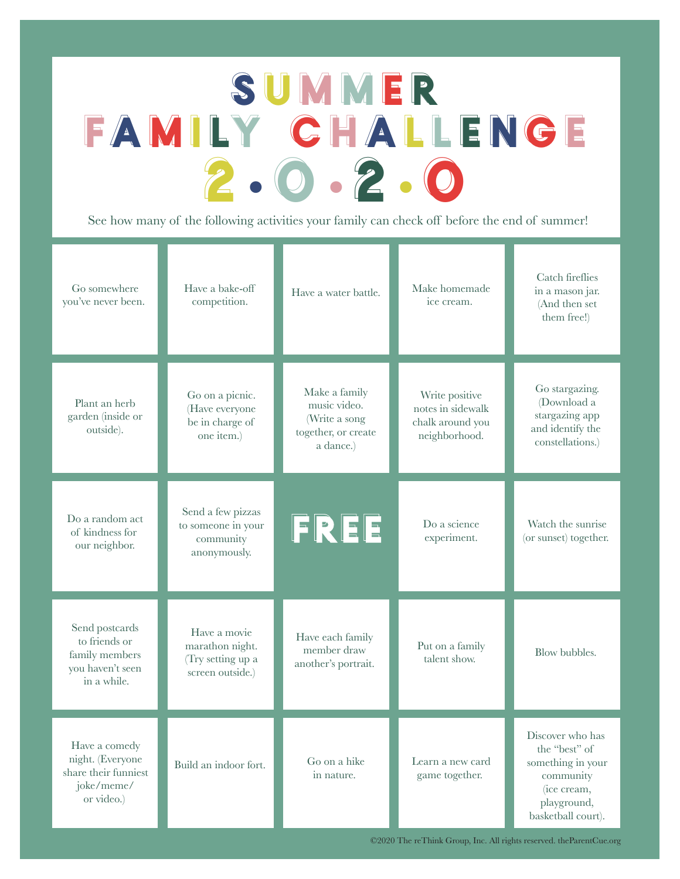# SUMMER FAMILY CHALLENGE 2.0.2.0

See how many of the following activities your family can check off before the end of summer!

| | | | | |
|---|---|---|---|---|
| Go somewhere you've never been. | Have a bake-off competition. | Have a water battle. | Make homemade ice cream. | Catch fireflies in a mason jar. (And then set them free!) |
| Plant an herb garden (inside or outside). | Go on a picnic. (Have everyone be in charge of one item.) | Make a family music video. (Write a song together, or create a dance.) | Write positive notes in sidewalk chalk around you neighborhood. | Go stargazing. (Download a stargazing app and identify the constellations.) |
| Do a random act of kindness for our neighbor. | Send a few pizzas to someone in your community anonymously. | FREE | Do a science experiment. | Watch the sunrise (or sunset) together. |
| Send postcards to friends or family members you haven't seen in a while. | Have a movie marathon night. (Try setting up a screen outside.) | Have each family member draw another's portrait. | Put on a family talent show. | Blow bubbles. |
| Have a comedy night. (Everyone share their funniest joke/meme/ or video.) | Build an indoor fort. | Go on a hike in nature. | Learn a new card game together. | Discover who has the "best" of something in your community (ice cream, playground, basketball court). |

©2020 The reThink Group, Inc. All rights reserved. theParentCue.org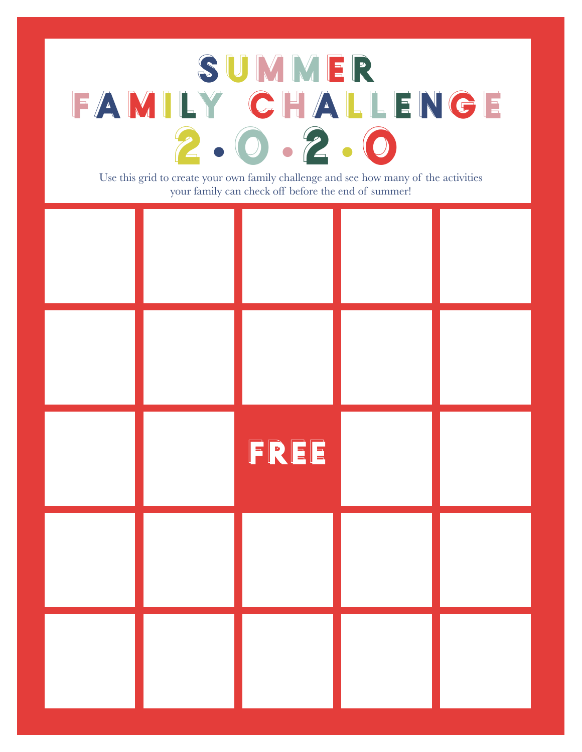# SUMMER FAMILY CHALLENGE 2.0.2.0

Use this grid to create your own family challenge and see how many of the activities your family can check off before the end of summer!

| | | | | |
|---|---|---|---|---|
| | | | | |
| | | | | |
| | | FREE | | |
| | | | | |
| | | | | |